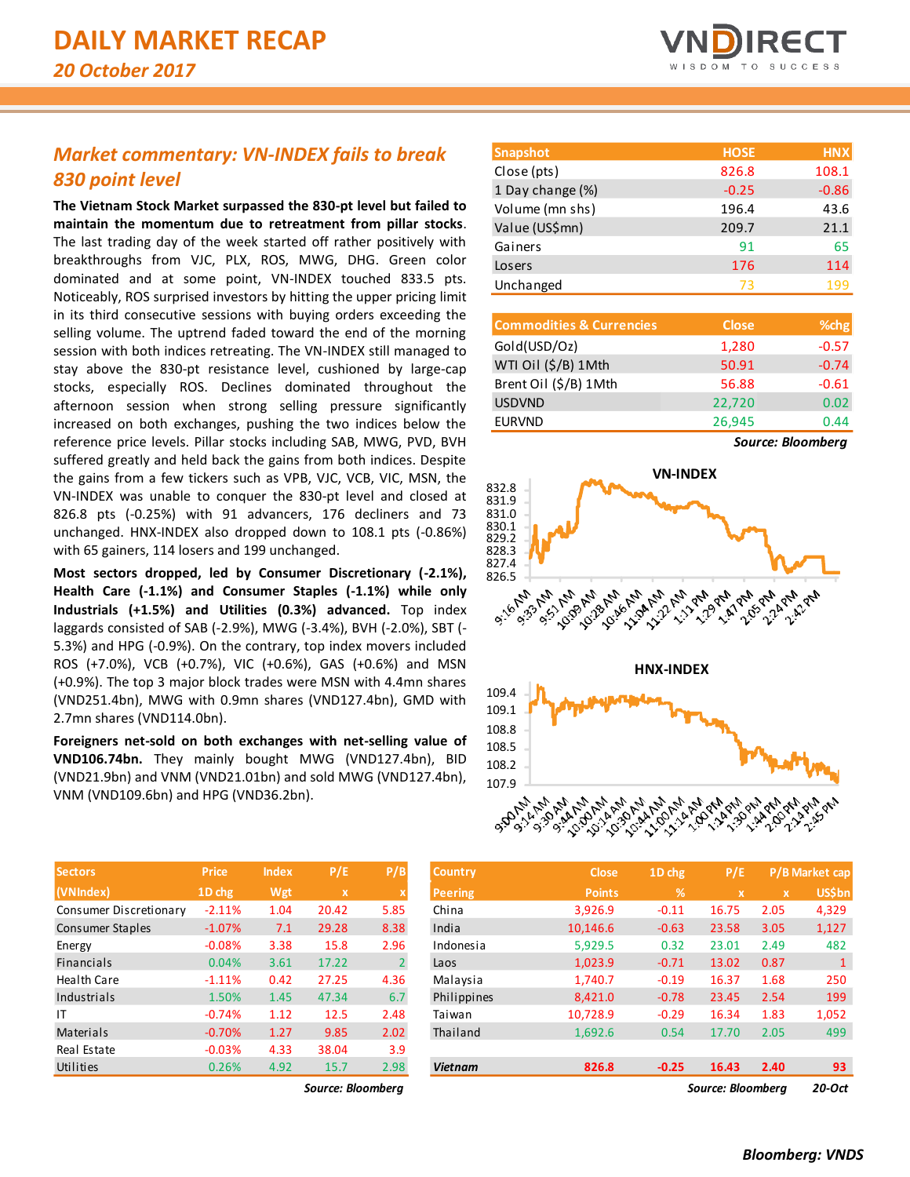# DAILY MARKET RECAP

*20 October 2017*

## *Market commentary: VN-INDEX fails to break 830 point level*

**The Vietnam Stock Market surpassed the 830-pt level but failed to maintain the momentum due to retreatment from pillar stocks**. The last trading day of the week started off rather positively with breakthroughs from VJC, PLX, ROS, MWG, DHG. Green color dominated and at some point, VN-INDEX touched 833.5 pts. Noticeably, ROS surprised investors by hitting the upper pricing limit in its third consecutive sessions with buying orders exceeding the selling volume. The uptrend faded toward the end of the morning session with both indices retreating. The VN-INDEX still managed to stay above the 830-pt resistance level, cushioned by large-cap stocks, especially ROS. Declines dominated throughout the afternoon session when strong selling pressure significantly increased on both exchanges, pushing the two indices below the reference price levels. Pillar stocks including SAB, MWG, PVD, BVH suffered greatly and held back the gains from both indices. Despite the gains from a few tickers such as VPB, VJC, VCB, VIC, MSN, the VN-INDEX was unable to conquer the 830-pt level and closed at 826.8 pts (-0.25%) with 91 advancers, 176 decliners and 73 unchanged. HNX-INDEX also dropped down to 108.1 pts (-0.86%) with 65 gainers, 114 losers and 199 unchanged.

**Most sectors dropped, led by Consumer Discretionary (-2.1%), Health Care (-1.1%) and Consumer Staples (-1.1%) while only Industrials (+1.5%) and Utilities (0.3%) advanced.** Top index laggards consisted of SAB (-2.9%), MWG (-3.4%), BVH (-2.0%), SBT (-5.3%) and HPG (-0.9%). On the contrary, top index movers included ROS (+7.0%), VCB (+0.7%), VIC (+0.6%), GAS (+0.6%) and MSN (+0.9%). The top 3 major block trades were MSN with 4.4mn shares (VND251.4bn), MWG with 0.9mn shares (VND127.4bn), GMD with 2.7mn shares (VND114.0bn).

**Foreigners net-sold on both exchanges with net-selling value of VND106.74bn.** They mainly bought MWG (VND127.4bn), BID (VND21.9bn) and VNM (VND21.01bn) and sold MWG (VND127.4bn), VNM (VND109.6bn) and HPG (VND36.2bn).

| Snapshot | HOSE | HNX |
|---|---|---|
| Close (pts) | 826.8 | 108.1 |
| 1 Day change (%) | -0.25 | -0.86 |
| Volume (mn shs) | 196.4 | 43.6 |
| Value (US$mn) | 209.7 | 21.1 |
| Gainers | 91 | 65 |
| Losers | 176 | 114 |
| Unchanged | 73 | 199 |

| Commodities & Currencies | Close | %chg |
|---|---|---|
| Gold(USD/Oz) | 1,280 | -0.57 |
| WTI Oil ($/B) 1Mth | 50.91 | -0.74 |
| Brent Oil ($/B) 1Mth | 56.88 | -0.61 |
| USDVND | 22,720 | 0.02 |
| EURVND | 26,945 | 0.44 |

*Source: Bloomberg*

VN-INDEX

HNX-INDEX

| Sectors (VNIndex) | Price 1D chg | Index Wgt | P/E x | P/B x |
|---|---|---|---|---|
| Consumer Discretionary | -2.11% | 1.04 | 20.42 | 5.85 |
| Consumer Staples | -1.07% | 7.1 | 29.28 | 8.38 |
| Energy | -0.08% | 3.38 | 15.8 | 2.96 |
| Financials | 0.04% | 3.61 | 17.22 | 2 |
| Health Care | -1.11% | 0.42 | 27.25 | 4.36 |
| Industrials | 1.50% | 1.45 | 47.34 | 6.7 |
| IT | -0.74% | 1.12 | 12.5 | 2.48 |
| Materials | -0.70% | 1.27 | 9.85 | 2.02 |
| Real Estate | -0.03% | 4.33 | 38.04 | 3.9 |
| Utilities | 0.26% | 4.92 | 15.7 | 2.98 |

*Source: Bloomberg*

| Country Peering | Close Points | 1D chg % | P/E x | P/B x | Market cap US$bn |
|---|---|---|---|---|---|
| China | 3,926.9 | -0.11 | 16.75 | 2.05 | 4,329 |
| India | 10,146.6 | -0.63 | 23.58 | 3.05 | 1,127 |
| Indonesia | 5,929.5 | 0.32 | 23.01 | 2.49 | 482 |
| Laos | 1,023.9 | -0.71 | 13.02 | 0.87 | 1 |
| Malaysia | 1,740.7 | -0.19 | 16.37 | 1.68 | 250 |
| Philippines | 8,421.0 | -0.78 | 23.45 | 2.54 | 199 |
| Taiwan | 10,728.9 | -0.29 | 16.34 | 1.83 | 1,052 |
| Thailand | 1,692.6 | 0.54 | 17.70 | 2.05 | 499 |
| ***Vietnam*** | **826.8** | **-0.25** | **16.43** | **2.40** | **93** |

*Source: Bloomberg* *20-Oct*

*Bloomberg: VNDS*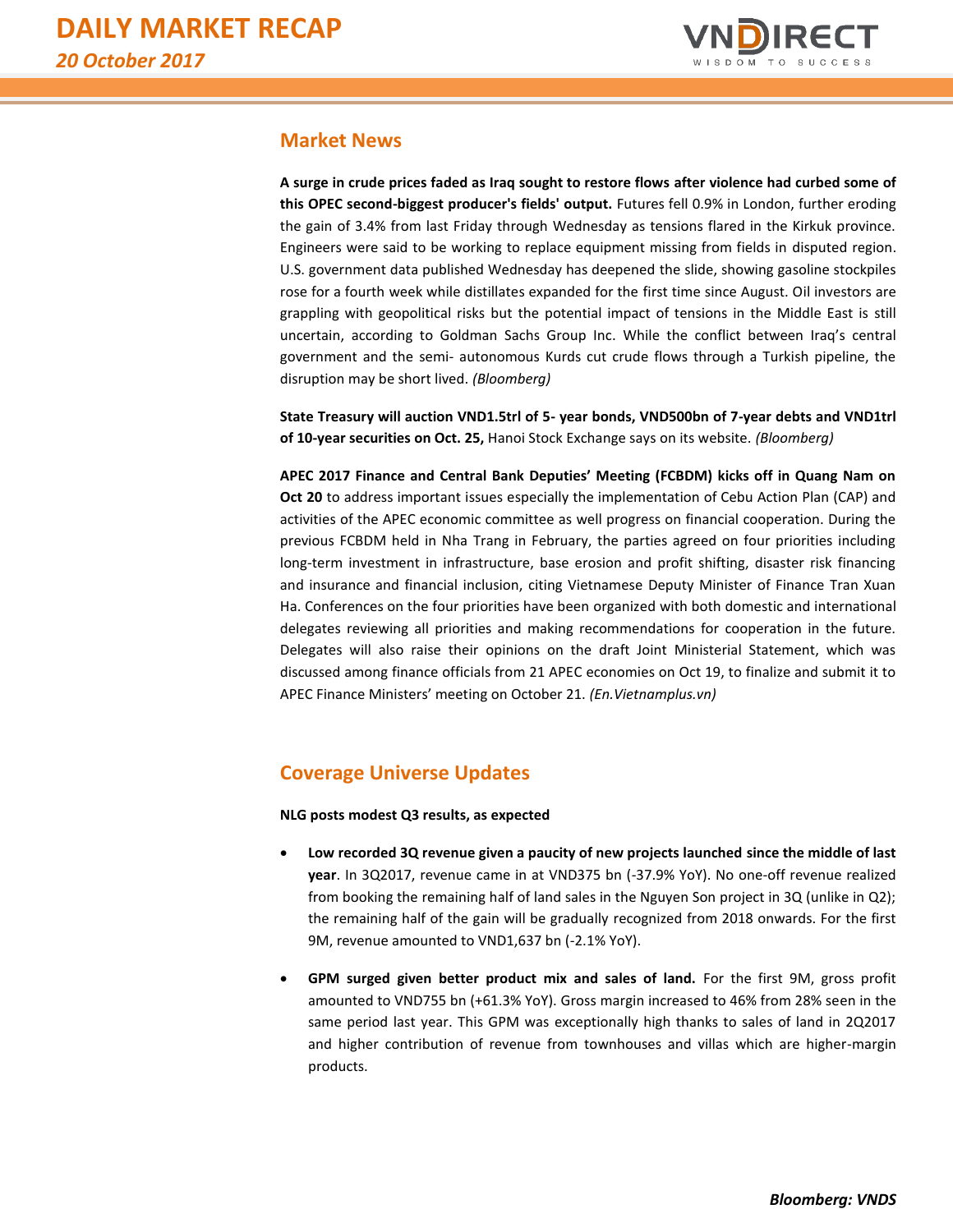## Market News

**A surge in crude prices faded as Iraq sought to restore flows after violence had curbed some of this OPEC second-biggest producer's fields' output.** Futures fell 0.9% in London, further eroding the gain of 3.4% from last Friday through Wednesday as tensions flared in the Kirkuk province. Engineers were said to be working to replace equipment missing from fields in disputed region. U.S. government data published Wednesday has deepened the slide, showing gasoline stockpiles rose for a fourth week while distillates expanded for the first time since August. Oil investors are grappling with geopolitical risks but the potential impact of tensions in the Middle East is still uncertain, according to Goldman Sachs Group Inc. While the conflict between Iraq's central government and the semi- autonomous Kurds cut crude flows through a Turkish pipeline, the disruption may be short lived. *(Bloomberg)*

**State Treasury will auction VND1.5trl of 5- year bonds, VND500bn of 7-year debts and VND1trl of 10-year securities on Oct. 25,** Hanoi Stock Exchange says on its website. *(Bloomberg)*

**APEC 2017 Finance and Central Bank Deputies' Meeting (FCBDM) kicks off in Quang Nam on Oct 20** to address important issues especially the implementation of Cebu Action Plan (CAP) and activities of the APEC economic committee as well progress on financial cooperation. During the previous FCBDM held in Nha Trang in February, the parties agreed on four priorities including long-term investment in infrastructure, base erosion and profit shifting, disaster risk financing and insurance and financial inclusion, citing Vietnamese Deputy Minister of Finance Tran Xuan Ha. Conferences on the four priorities have been organized with both domestic and international delegates reviewing all priorities and making recommendations for cooperation in the future. Delegates will also raise their opinions on the draft Joint Ministerial Statement, which was discussed among finance officials from 21 APEC economies on Oct 19, to finalize and submit it to APEC Finance Ministers' meeting on October 21. *(En.Vietnamplus.vn)*

## Coverage Universe Updates

**NLG posts modest Q3 results, as expected**

- **Low recorded 3Q revenue given a paucity of new projects launched since the middle of last year**. In 3Q2017, revenue came in at VND375 bn (-37.9% YoY). No one-off revenue realized from booking the remaining half of land sales in the Nguyen Son project in 3Q (unlike in Q2); the remaining half of the gain will be gradually recognized from 2018 onwards. For the first 9M, revenue amounted to VND1,637 bn (-2.1% YoY).

- **GPM surged given better product mix and sales of land.** For the first 9M, gross profit amounted to VND755 bn (+61.3% YoY). Gross margin increased to 46% from 28% seen in the same period last year. This GPM was exceptionally high thanks to sales of land in 2Q2017 and higher contribution of revenue from townhouses and villas which are higher-margin products.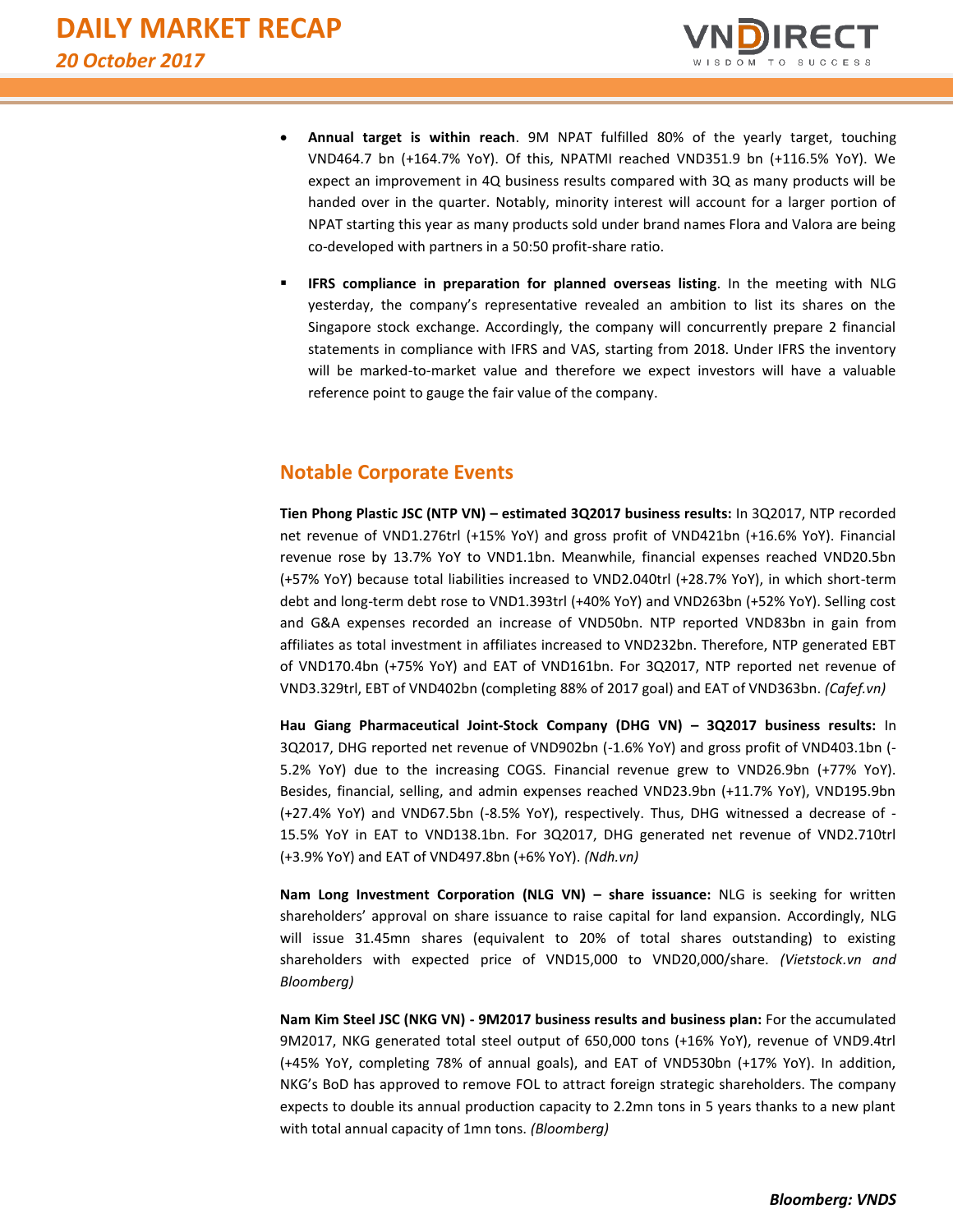- **Annual target is within reach**. 9M NPAT fulfilled 80% of the yearly target, touching VND464.7 bn (+164.7% YoY). Of this, NPATMI reached VND351.9 bn (+116.5% YoY). We expect an improvement in 4Q business results compared with 3Q as many products will be handed over in the quarter. Notably, minority interest will account for a larger portion of NPAT starting this year as many products sold under brand names Flora and Valora are being co-developed with partners in a 50:50 profit-share ratio.

- **IFRS compliance in preparation for planned overseas listing**. In the meeting with NLG yesterday, the company's representative revealed an ambition to list its shares on the Singapore stock exchange. Accordingly, the company will concurrently prepare 2 financial statements in compliance with IFRS and VAS, starting from 2018. Under IFRS the inventory will be marked-to-market value and therefore we expect investors will have a valuable reference point to gauge the fair value of the company.

## Notable Corporate Events

**Tien Phong Plastic JSC (NTP VN) – estimated 3Q2017 business results:** In 3Q2017, NTP recorded net revenue of VND1.276trl (+15% YoY) and gross profit of VND421bn (+16.6% YoY). Financial revenue rose by 13.7% YoY to VND1.1bn. Meanwhile, financial expenses reached VND20.5bn (+57% YoY) because total liabilities increased to VND2.040trl (+28.7% YoY), in which short-term debt and long-term debt rose to VND1.393trl (+40% YoY) and VND263bn (+52% YoY). Selling cost and G&A expenses recorded an increase of VND50bn. NTP reported VND83bn in gain from affiliates as total investment in affiliates increased to VND232bn. Therefore, NTP generated EBT of VND170.4bn (+75% YoY) and EAT of VND161bn. For 3Q2017, NTP reported net revenue of VND3.329trl, EBT of VND402bn (completing 88% of 2017 goal) and EAT of VND363bn. *(Cafef.vn)*

**Hau Giang Pharmaceutical Joint-Stock Company (DHG VN) – 3Q2017 business results:** In 3Q2017, DHG reported net revenue of VND902bn (-1.6% YoY) and gross profit of VND403.1bn (-5.2% YoY) due to the increasing COGS. Financial revenue grew to VND26.9bn (+77% YoY). Besides, financial, selling, and admin expenses reached VND23.9bn (+11.7% YoY), VND195.9bn (+27.4% YoY) and VND67.5bn (-8.5% YoY), respectively. Thus, DHG witnessed a decrease of -15.5% YoY in EAT to VND138.1bn. For 3Q2017, DHG generated net revenue of VND2.710trl (+3.9% YoY) and EAT of VND497.8bn (+6% YoY). *(Ndh.vn)*

**Nam Long Investment Corporation (NLG VN) – share issuance:** NLG is seeking for written shareholders' approval on share issuance to raise capital for land expansion. Accordingly, NLG will issue 31.45mn shares (equivalent to 20% of total shares outstanding) to existing shareholders with expected price of VND15,000 to VND20,000/share. *(Vietstock.vn and Bloomberg)*

**Nam Kim Steel JSC (NKG VN) - 9M2017 business results and business plan:** For the accumulated 9M2017, NKG generated total steel output of 650,000 tons (+16% YoY), revenue of VND9.4trl (+45% YoY, completing 78% of annual goals), and EAT of VND530bn (+17% YoY). In addition, NKG's BoD has approved to remove FOL to attract foreign strategic shareholders. The company expects to double its annual production capacity to 2.2mn tons in 5 years thanks to a new plant with total annual capacity of 1mn tons. *(Bloomberg)*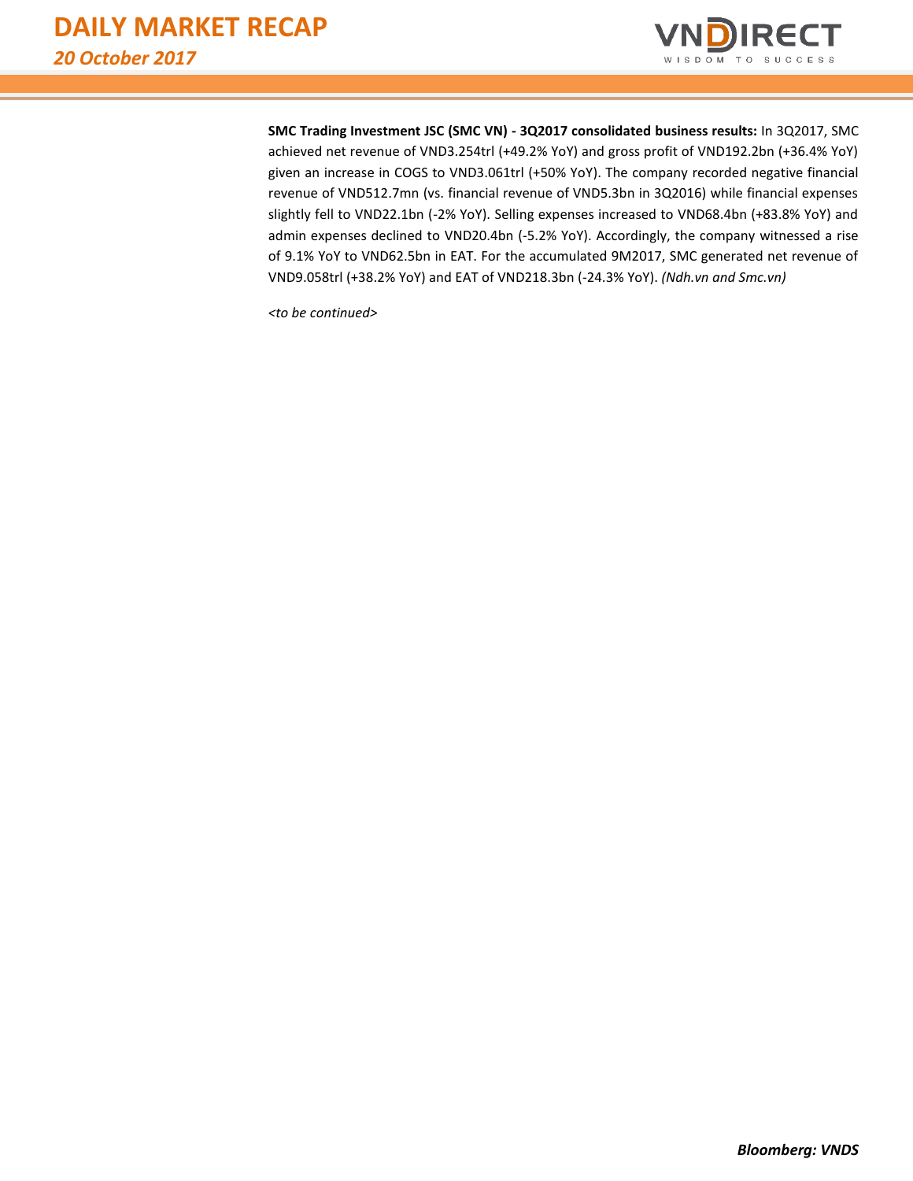**SMC Trading Investment JSC (SMC VN) - 3Q2017 consolidated business results:** In 3Q2017, SMC achieved net revenue of VND3.254trl (+49.2% YoY) and gross profit of VND192.2bn (+36.4% YoY) given an increase in COGS to VND3.061trl (+50% YoY). The company recorded negative financial revenue of VND512.7mn (vs. financial revenue of VND5.3bn in 3Q2016) while financial expenses slightly fell to VND22.1bn (-2% YoY). Selling expenses increased to VND68.4bn (+83.8% YoY) and admin expenses declined to VND20.4bn (-5.2% YoY). Accordingly, the company witnessed a rise of 9.1% YoY to VND62.5bn in EAT. For the accumulated 9M2017, SMC generated net revenue of VND9.058trl (+38.2% YoY) and EAT of VND218.3bn (-24.3% YoY). *(Ndh.vn and Smc.vn)*

*<to be continued>*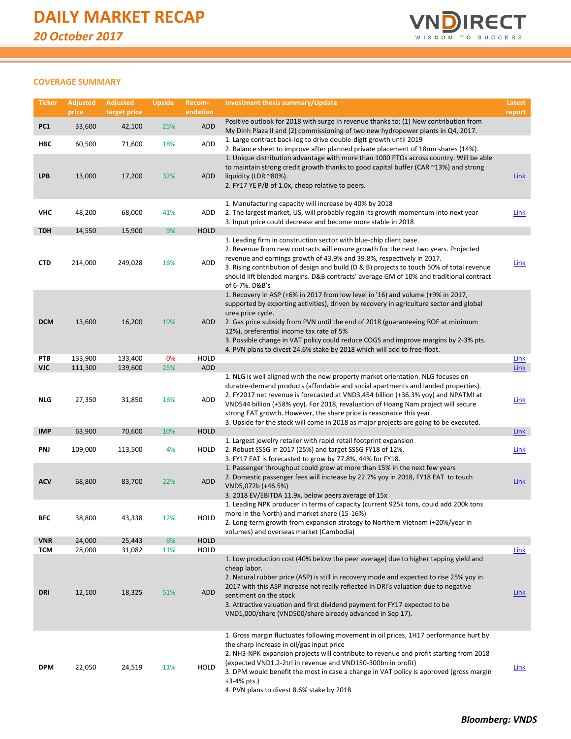## COVERAGE SUMMARY

| Ticker | Adjusted price | Adjusted target price | Upside | Recom-endation | Investment thesis summary/Update | Latest report |
|---|---|---|---|---|---|---|
| PC1 | 33,600 | 42,100 | 25% | ADD | Positive outlook for 2018 with surge in revenue thanks to: (1) New contribution from My Dinh Plaza II and (2) commissioning of two new hydropower plants in Q4, 2017. | |
| HBC | 60,500 | 71,600 | 18% | ADD | 1. Large contract back-log to drive double-digit growth until 2019<br>2. Balance sheet to improve after planned private placement of 18mn shares (14%). | |
| LPB | 13,000 | 17,200 | 32% | ADD | 1. Unique distribution advantage with more than 1000 PTOs across country. Will be able to maintain strong credit growth thanks to good capital buffer (CAR ~13%) and strong liquidity (LDR ~80%).<br>2. FY17 YE P/B of 1.0x, cheap relative to peers. | Link |
| VHC | 48,200 | 68,000 | 41% | ADD | 1. Manufacturing capacity will increase by 40% by 2018<br>2. The largest market, US, will probably regain its growth momentum into next year<br>3. Input price could decrease and become more stable in 2018 | Link |
| TDH | 14,550 | 15,900 | 9% | HOLD | | |
| CTD | 214,000 | 249,028 | 16% | ADD | 1. Leading firm in construction sector with blue-chip client base.<br>2. Revenue from new contracts will ensure growth for the next two years. Projected revenue and earnings growth of 43.9% and 39.8%, respectively in 2017.<br>3. Rising contribution of design and build (D & B) projects to touch 50% of total revenue should lift blended margins. D&B contracts' average GM of 10% and traditional contract of 6-7%. D&B's | Link |
| DCM | 13,600 | 16,200 | 19% | ADD | 1. Recovery in ASP (+6% in 2017 from low level in '16) and volume (+9% in 2017, supported by exporting activities), driven by recovery in agriculture sector and global urea price cycle.<br>2. Gas price subsidy from PVN until the end of 2018 (guaranteeing ROE at minimum 12%), preferential income tax rate of 5%<br>3. Possible change in VAT policy could reduce COGS and improve margins by 2-3% pts.<br>4. PVN plans to divest 24.6% stake by 2018 which will add to free-float. | |
| PTB | 133,900 | 133,400 | 0% | HOLD | | Link |
| VJC | 111,300 | 139,600 | 25% | ADD | | Link |
| NLG | 27,350 | 31,850 | 16% | ADD | 1. NLG is well aligned with the new property market orientation. NLG focuses on durable-demand products (affordable and social apartments and landed properties).<br>2. FY2017 net revenue is forecasted at VND3,454 billion (+36.3% yoy) and NPATMI at VND544 billion (+58% yoy). For 2018, revaluation of Hoang Nam project will secure strong EAT growth. However, the share price is reasonable this year.<br>3. Upside for the stock will come in 2018 as major projects are going to be executed. | Link |
| IMP | 63,900 | 70,600 | 10% | HOLD | | Link |
| PNJ | 109,000 | 113,500 | 4% | HOLD | 1. Largest jewelry retailer with rapid retail footprint expansion<br>2. Robust SSSG in 2017 (25%) and target SSSG FY18 of 12%.<br>3. FY17 EAT is forecasted to grow by 77.8%, 44% for FY18. | Link |
| ACV | 68,800 | 83,700 | 22% | ADD | 1. Passenger throughput could grow at more than 15% in the next few years<br>2. Domestic passenger fees will increase by 22.7% yoy in 2018, FY18 EAT to touch VND5,072b (+46.5%)<br>3. 2018 EV/EBITDA 11.9x, below peers average of 15x | Link |
| BFC | 38,800 | 43,338 | 12% | HOLD | 1. Leading NPK producer in terms of capacity (current 925k tons, could add 200k tons more in the North) and market share (15-16%)<br>2. Long-term growth from expansion strategy to Northern Vietnam (+20%/year in volumes) and overseas market (Cambodia) | |
| VNR | 24,000 | 25,443 | 6% | HOLD | | |
| TCM | 28,000 | 31,082 | 11% | HOLD | | Link |
| DRI | 12,100 | 18,325 | 51% | ADD | 1. Low production cost (40% below the peer average) due to higher tapping yield and cheap labor.<br>2. Natural rubber price (ASP) is still in recovery mode and expected to rise 25% yoy in 2017 with this ASP increase not really reflected in DRI's valuation due to negative sentiment on the stock<br>3. Attractive valuation and first dividend payment for FY17 expected to be VND1,000/share (VND500/share already advanced in Sep 17). | Link |
| DPM | 22,050 | 24,519 | 11% | HOLD | 1. Gross margin fluctuates following movement in oil prices, 1H17 performance hurt by the sharp increase in oil/gas input price<br>2. NH3-NPK expansion projects will contribute to revenue and profit starting from 2018 (expected VND1.2-2trl in revenue and VND150-300bn in profit)<br>3. DPM would benefit the most in case a change in VAT policy is approved (gross margin +3-4% pts.)<br>4. PVN plans to divest 8.6% stake by 2018 | Link |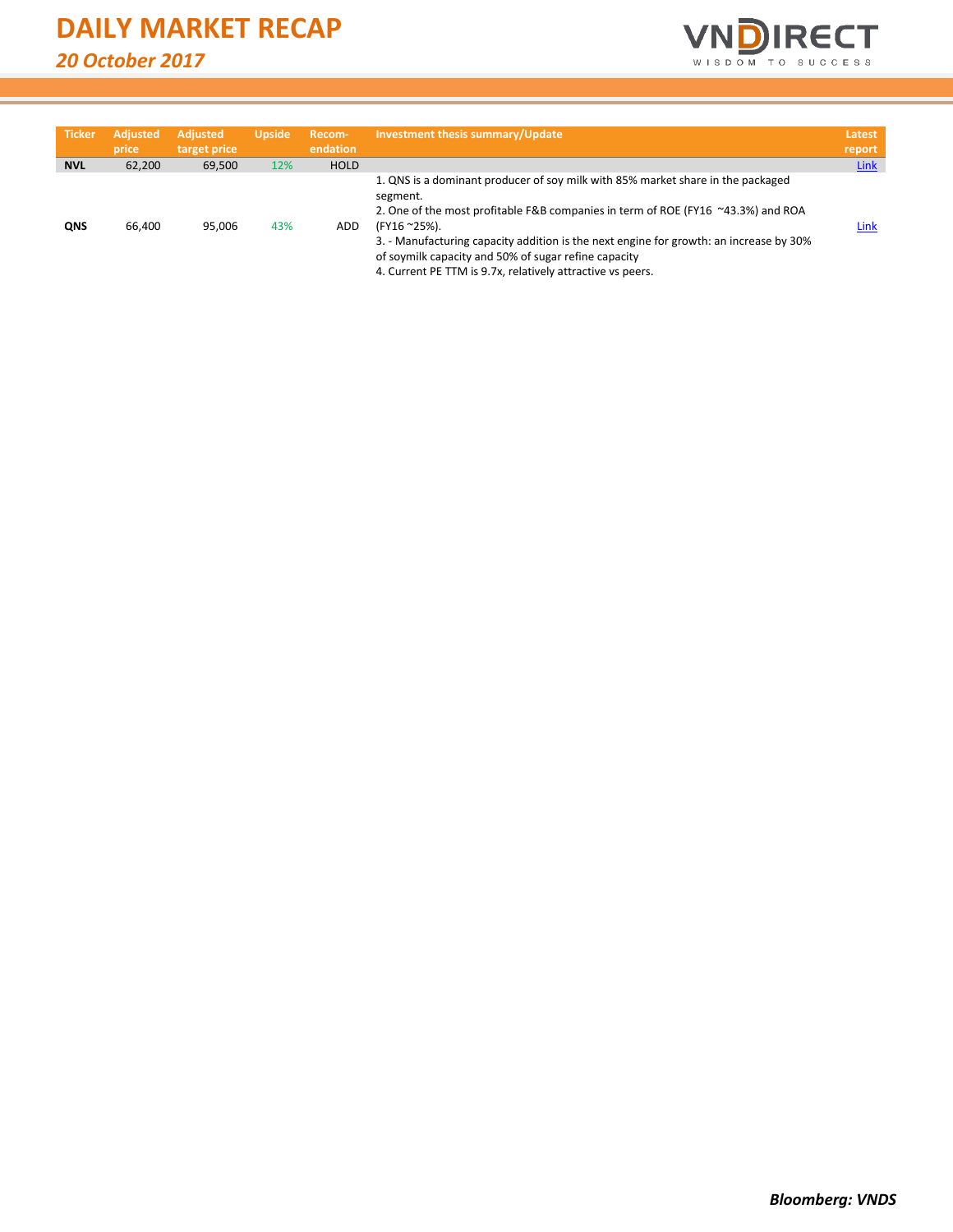| Ticker | Adjusted price | Adjusted target price | Upside | Recom-endation | Investment thesis summary/Update | Latest report |
|---|---|---|---|---|---|---|
| **NVL** | 62,200 | 69,500 | 12% | HOLD | | Link |
| **QNS** | 66,400 | 95,006 | 43% | ADD | 1. QNS is a dominant producer of soy milk with 85% market share in the packaged segment.<br>2. One of the most profitable F&B companies in term of ROE (FY16 ~43.3%) and ROA (FY16 ~25%).<br>3. - Manufacturing capacity addition is the next engine for growth: an increase by 30% of soymilk capacity and 50% of sugar refine capacity<br>4. Current PE TTM is 9.7x, relatively attractive vs peers. | Link |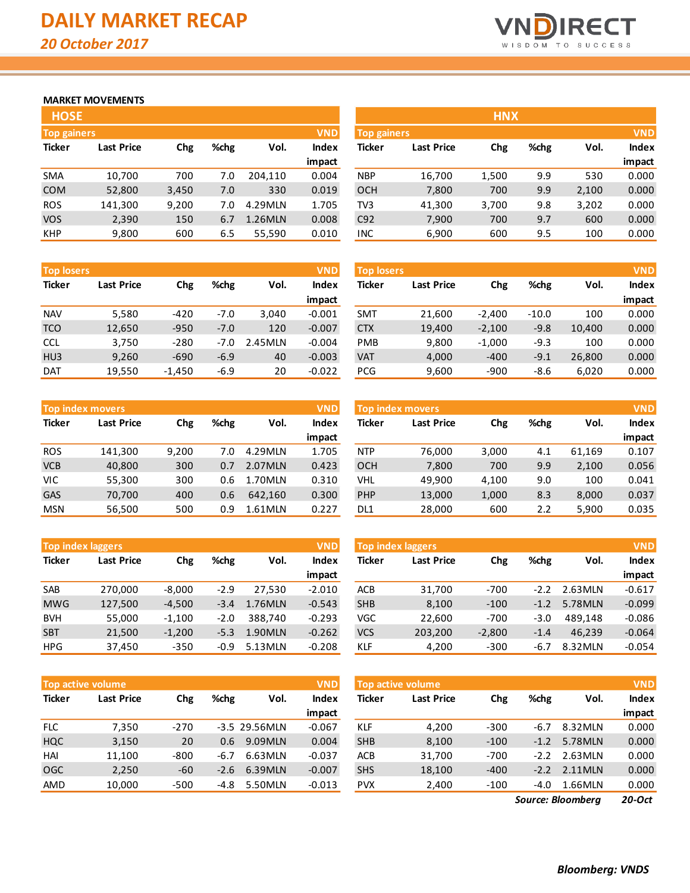# DAILY MARKET RECAP

*20 October 2017*

## MARKET MOVEMENTS

### HOSE

**Top gainers** (VND)

| Ticker | Last Price | Chg | %chg | Vol. | Index impact |
|---|---|---|---|---|---|
| SMA | 10,700 | 700 | 7.0 | 204,110 | 0.004 |
| COM | 52,800 | 3,450 | 7.0 | 330 | 0.019 |
| ROS | 141,300 | 9,200 | 7.0 | 4.29MLN | 1.705 |
| VOS | 2,390 | 150 | 6.7 | 1.26MLN | 0.008 |
| KHP | 9,800 | 600 | 6.5 | 55,590 | 0.010 |

**Top losers** (VND)

| Ticker | Last Price | Chg | %chg | Vol. | Index impact |
|---|---|---|---|---|---|
| NAV | 5,580 | -420 | -7.0 | 3,040 | -0.001 |
| TCO | 12,650 | -950 | -7.0 | 120 | -0.007 |
| CCL | 3,750 | -280 | -7.0 | 2.45MLN | -0.004 |
| HU3 | 9,260 | -690 | -6.9 | 40 | -0.003 |
| DAT | 19,550 | -1,450 | -6.9 | 20 | -0.022 |

**Top index movers** (VND)

| Ticker | Last Price | Chg | %chg | Vol. | Index impact |
|---|---|---|---|---|---|
| ROS | 141,300 | 9,200 | 7.0 | 4.29MLN | 1.705 |
| VCB | 40,800 | 300 | 0.7 | 2.07MLN | 0.423 |
| VIC | 55,300 | 300 | 0.6 | 1.70MLN | 0.310 |
| GAS | 70,700 | 400 | 0.6 | 642,160 | 0.300 |
| MSN | 56,500 | 500 | 0.9 | 1.61MLN | 0.227 |

**Top index laggers** (VND)

| Ticker | Last Price | Chg | %chg | Vol. | Index impact |
|---|---|---|---|---|---|
| SAB | 270,000 | -8,000 | -2.9 | 27,530 | -2.010 |
| MWG | 127,500 | -4,500 | -3.4 | 1.76MLN | -0.543 |
| BVH | 55,000 | -1,100 | -2.0 | 388,740 | -0.293 |
| SBT | 21,500 | -1,200 | -5.3 | 1.90MLN | -0.262 |
| HPG | 37,450 | -350 | -0.9 | 5.13MLN | -0.208 |

**Top active volume** (VND)

| Ticker | Last Price | Chg | %chg | Vol. | Index impact |
|---|---|---|---|---|---|
| FLC | 7,350 | -270 | -3.5 | 29.56MLN | -0.067 |
| HQC | 3,150 | 20 | 0.6 | 9.09MLN | 0.004 |
| HAI | 11,100 | -800 | -6.7 | 6.63MLN | -0.037 |
| OGC | 2,250 | -60 | -2.6 | 6.39MLN | -0.007 |
| AMD | 10,000 | -500 | -4.8 | 5.50MLN | -0.013 |

### HNX

**Top gainers** (VND)

| Ticker | Last Price | Chg | %chg | Vol. | Index impact |
|---|---|---|---|---|---|
| NBP | 16,700 | 1,500 | 9.9 | 530 | 0.000 |
| OCH | 7,800 | 700 | 9.9 | 2,100 | 0.000 |
| TV3 | 41,300 | 3,700 | 9.8 | 3,202 | 0.000 |
| C92 | 7,900 | 700 | 9.7 | 600 | 0.000 |
| INC | 6,900 | 600 | 9.5 | 100 | 0.000 |

**Top losers** (VND)

| Ticker | Last Price | Chg | %chg | Vol. | Index impact |
|---|---|---|---|---|---|
| SMT | 21,600 | -2,400 | -10.0 | 100 | 0.000 |
| CTX | 19,400 | -2,100 | -9.8 | 10,400 | 0.000 |
| PMB | 9,800 | -1,000 | -9.3 | 100 | 0.000 |
| VAT | 4,000 | -400 | -9.1 | 26,800 | 0.000 |
| PCG | 9,600 | -900 | -8.6 | 6,020 | 0.000 |

**Top index movers** (VND)

| Ticker | Last Price | Chg | %chg | Vol. | Index impact |
|---|---|---|---|---|---|
| NTP | 76,000 | 3,000 | 4.1 | 61,169 | 0.107 |
| OCH | 7,800 | 700 | 9.9 | 2,100 | 0.056 |
| VHL | 49,900 | 4,100 | 9.0 | 100 | 0.041 |
| PHP | 13,000 | 1,000 | 8.3 | 8,000 | 0.037 |
| DL1 | 28,000 | 600 | 2.2 | 5,900 | 0.035 |

**Top index laggers** (VND)

| Ticker | Last Price | Chg | %chg | Vol. | Index impact |
|---|---|---|---|---|---|
| ACB | 31,700 | -700 | -2.2 | 2.63MLN | -0.617 |
| SHB | 8,100 | -100 | -1.2 | 5.78MLN | -0.099 |
| VGC | 22,600 | -700 | -3.0 | 489,148 | -0.086 |
| VCS | 203,200 | -2,800 | -1.4 | 46,239 | -0.064 |
| KLF | 4,200 | -300 | -6.7 | 8.32MLN | -0.054 |

**Top active volume** (VND)

| Ticker | Last Price | Chg | %chg | Vol. | Index impact |
|---|---|---|---|---|---|
| KLF | 4,200 | -300 | -6.7 | 8.32MLN | 0.000 |
| SHB | 8,100 | -100 | -1.2 | 5.78MLN | 0.000 |
| ACB | 31,700 | -700 | -2.2 | 2.63MLN | 0.000 |
| SHS | 18,100 | -400 | -2.2 | 2.11MLN | 0.000 |
| PVX | 2,400 | -100 | -4.0 | 1.66MLN | 0.000 |

*Source: Bloomberg* *20-Oct*

***Bloomberg: VNDS***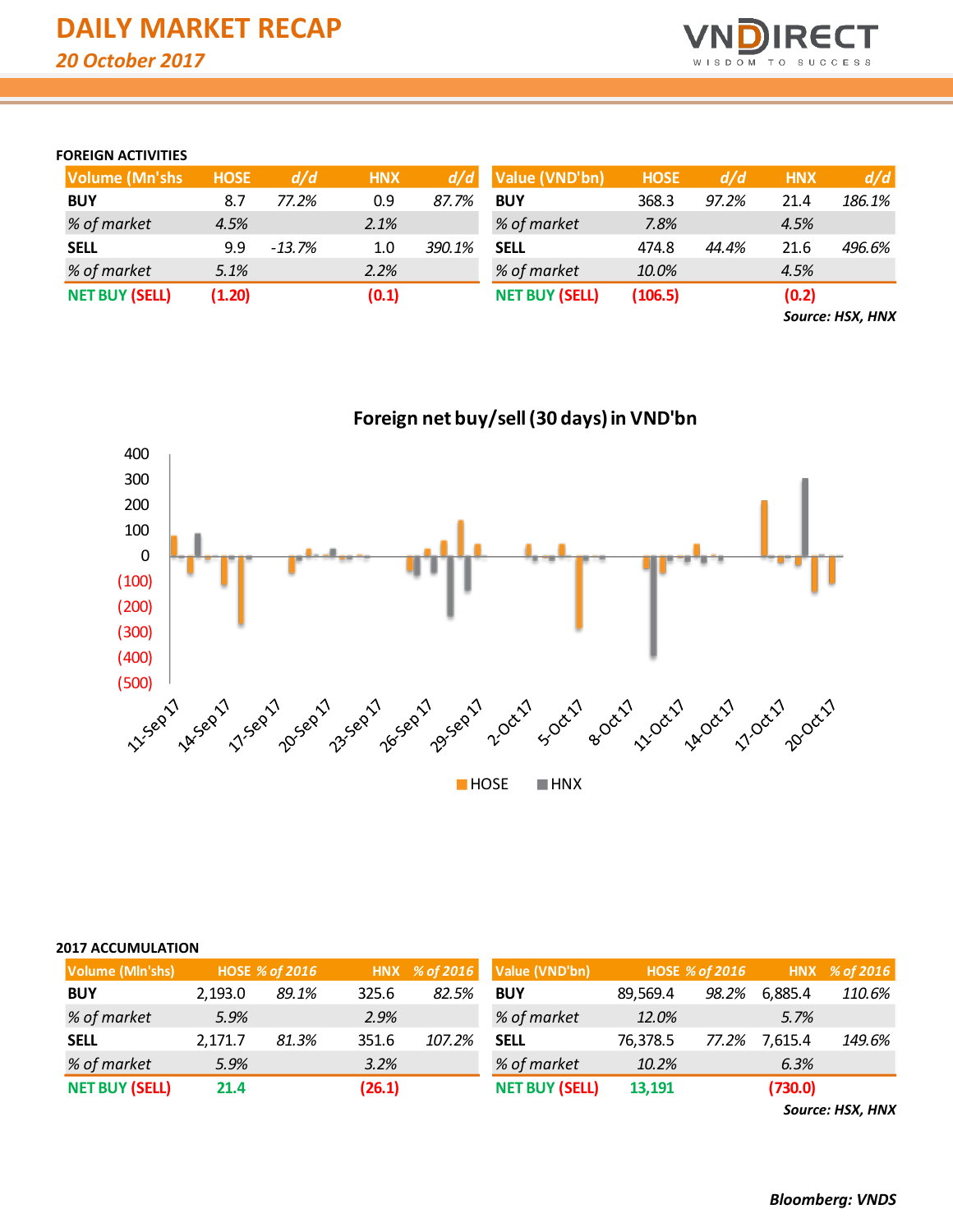# DAILY MARKET RECAP

*20 October 2017*

### FOREIGN ACTIVITIES

| Volume (Mn'shs) | HOSE | d/d | HNX | d/d |
|---|---|---|---|---|
| BUY | 8.7 | 77.2% | 0.9 | 87.7% |
| % of market | 4.5% | | 2.1% | |
| SELL | 9.9 | -13.7% | 1.0 | 390.1% |
| % of market | 5.1% | | 2.2% | |
| NET BUY (SELL) | (1.20) | | (0.1) | |

| Value (VND'bn) | HOSE | d/d | HNX | d/d |
|---|---|---|---|---|
| BUY | 368.3 | 97.2% | 21.4 | 186.1% |
| % of market | 7.8% | | 4.5% | |
| SELL | 474.8 | 44.4% | 21.6 | 496.6% |
| % of market | 10.0% | | 4.5% | |
| NET BUY (SELL) | (106.5) | | (0.2) | |

*Source: HSX, HNX*

**Foreign net buy/sell (30 days) in VND'bn**

### 2017 ACCUMULATION

| Volume (Mln'shs) | HOSE | % of 2016 | HNX | % of 2016 |
|---|---|---|---|---|
| BUY | 2,193.0 | 89.1% | 325.6 | 82.5% |
| % of market | 5.9% | | 2.9% | |
| SELL | 2,171.7 | 81.3% | 351.6 | 107.2% |
| % of market | 5.9% | | 3.2% | |
| NET BUY (SELL) | 21.4 | | (26.1) | |

| Value (VND'bn) | HOSE | % of 2016 | HNX | % of 2016 |
|---|---|---|---|---|
| BUY | 89,569.4 | 98.2% | 6,885.4 | 110.6% |
| % of market | 12.0% | | 5.7% | |
| SELL | 76,378.5 | 77.2% | 7,615.4 | 149.6% |
| % of market | 10.2% | | 6.3% | |
| NET BUY (SELL) | 13,191 | | (730.0) | |

*Source: HSX, HNX*

**Bloomberg: VNDS**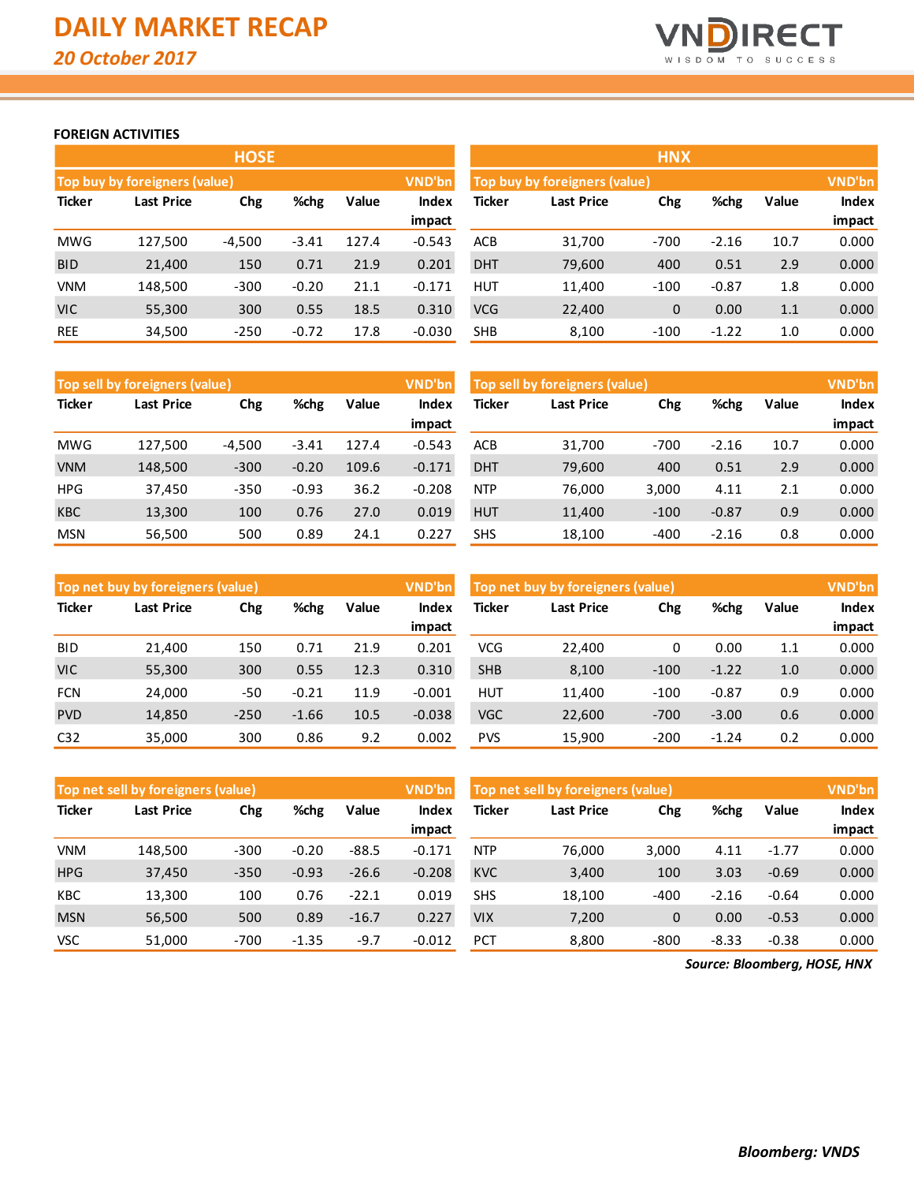# DAILY MARKET RECAP

*20 October 2017*

## FOREIGN ACTIVITIES

### HOSE

**Top buy by foreigners (value)** — VND'bn

| Ticker | Last Price | Chg | %chg | Value | Index impact |
|---|---|---|---|---|---|
| MWG | 127,500 | -4,500 | -3.41 | 127.4 | -0.543 |
| BID | 21,400 | 150 | 0.71 | 21.9 | 0.201 |
| VNM | 148,500 | -300 | -0.20 | 21.1 | -0.171 |
| VIC | 55,300 | 300 | 0.55 | 18.5 | 0.310 |
| REE | 34,500 | -250 | -0.72 | 17.8 | -0.030 |

**Top sell by foreigners (value)** — VND'bn

| Ticker | Last Price | Chg | %chg | Value | Index impact |
|---|---|---|---|---|---|
| MWG | 127,500 | -4,500 | -3.41 | 127.4 | -0.543 |
| VNM | 148,500 | -300 | -0.20 | 109.6 | -0.171 |
| HPG | 37,450 | -350 | -0.93 | 36.2 | -0.208 |
| KBC | 13,300 | 100 | 0.76 | 27.0 | 0.019 |
| MSN | 56,500 | 500 | 0.89 | 24.1 | 0.227 |

**Top net buy by foreigners (value)** — VND'bn

| Ticker | Last Price | Chg | %chg | Value | Index impact |
|---|---|---|---|---|---|
| BID | 21,400 | 150 | 0.71 | 21.9 | 0.201 |
| VIC | 55,300 | 300 | 0.55 | 12.3 | 0.310 |
| FCN | 24,000 | -50 | -0.21 | 11.9 | -0.001 |
| PVD | 14,850 | -250 | -1.66 | 10.5 | -0.038 |
| C32 | 35,000 | 300 | 0.86 | 9.2 | 0.002 |

**Top net sell by foreigners (value)** — VND'bn

| Ticker | Last Price | Chg | %chg | Value | Index impact |
|---|---|---|---|---|---|
| VNM | 148,500 | -300 | -0.20 | -88.5 | -0.171 |
| HPG | 37,450 | -350 | -0.93 | -26.6 | -0.208 |
| KBC | 13,300 | 100 | 0.76 | -22.1 | 0.019 |
| MSN | 56,500 | 500 | 0.89 | -16.7 | 0.227 |
| VSC | 51,000 | -700 | -1.35 | -9.7 | -0.012 |

### HNX

**Top buy by foreigners (value)** — VND'bn

| Ticker | Last Price | Chg | %chg | Value | Index impact |
|---|---|---|---|---|---|
| ACB | 31,700 | -700 | -2.16 | 10.7 | 0.000 |
| DHT | 79,600 | 400 | 0.51 | 2.9 | 0.000 |
| HUT | 11,400 | -100 | -0.87 | 1.8 | 0.000 |
| VCG | 22,400 | 0 | 0.00 | 1.1 | 0.000 |
| SHB | 8,100 | -100 | -1.22 | 1.0 | 0.000 |

**Top sell by foreigners (value)** — VND'bn

| Ticker | Last Price | Chg | %chg | Value | Index impact |
|---|---|---|---|---|---|
| ACB | 31,700 | -700 | -2.16 | 10.7 | 0.000 |
| DHT | 79,600 | 400 | 0.51 | 2.9 | 0.000 |
| NTP | 76,000 | 3,000 | 4.11 | 2.1 | 0.000 |
| HUT | 11,400 | -100 | -0.87 | 0.9 | 0.000 |
| SHS | 18,100 | -400 | -2.16 | 0.8 | 0.000 |

**Top net buy by foreigners (value)** — VND'bn

| Ticker | Last Price | Chg | %chg | Value | Index impact |
|---|---|---|---|---|---|
| VCG | 22,400 | 0 | 0.00 | 1.1 | 0.000 |
| SHB | 8,100 | -100 | -1.22 | 1.0 | 0.000 |
| HUT | 11,400 | -100 | -0.87 | 0.9 | 0.000 |
| VGC | 22,600 | -700 | -3.00 | 0.6 | 0.000 |
| PVS | 15,900 | -200 | -1.24 | 0.2 | 0.000 |

**Top net sell by foreigners (value)** — VND'bn

| Ticker | Last Price | Chg | %chg | Value | Index impact |
|---|---|---|---|---|---|
| NTP | 76,000 | 3,000 | 4.11 | -1.77 | 0.000 |
| KVC | 3,400 | 100 | 3.03 | -0.69 | 0.000 |
| SHS | 18,100 | -400 | -2.16 | -0.64 | 0.000 |
| VIX | 7,200 | 0 | 0.00 | -0.53 | 0.000 |
| PCT | 8,800 | -800 | -8.33 | -0.38 | 0.000 |

*Source: Bloomberg, HOSE, HNX*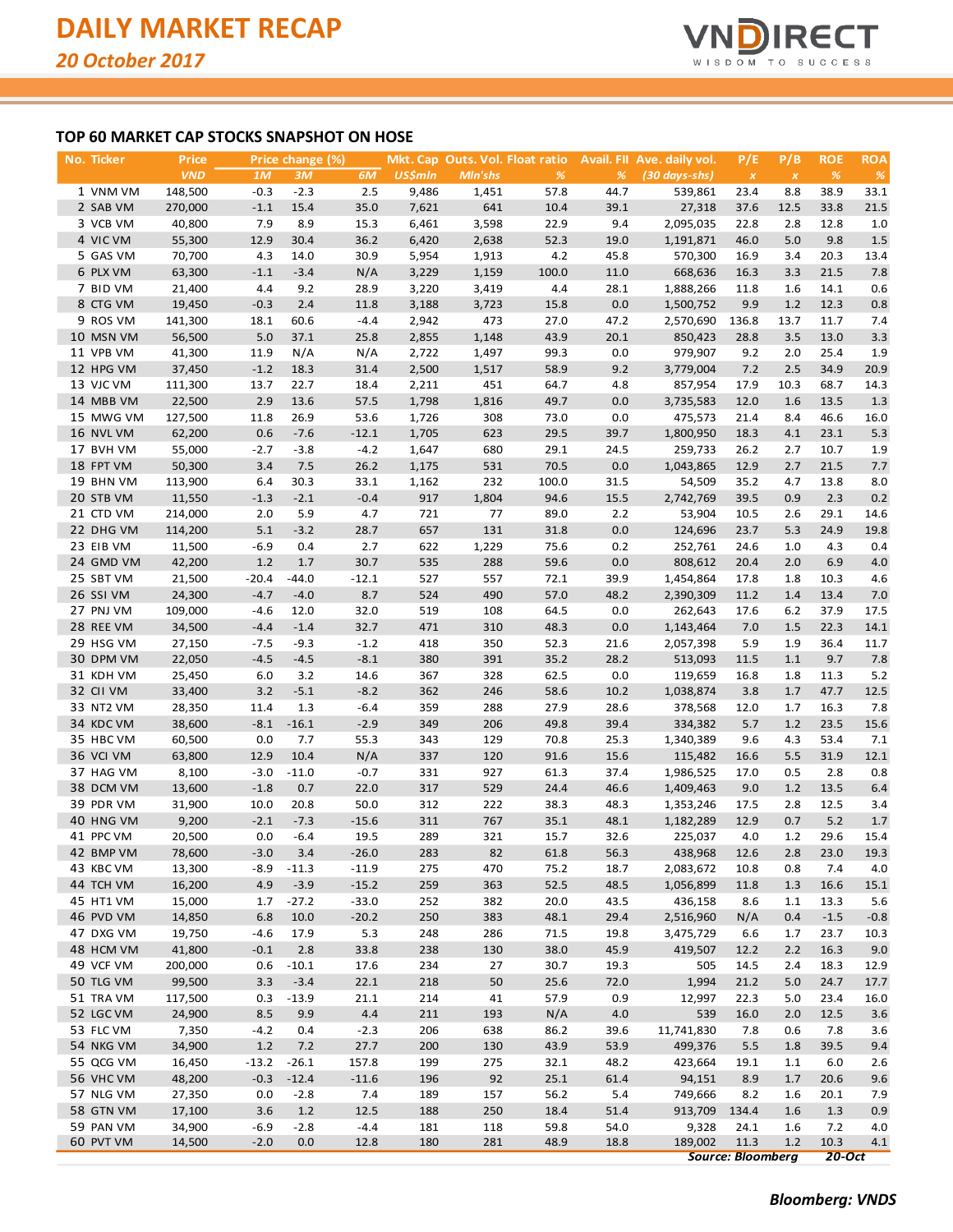# DAILY MARKET RECAP

*20 October 2017*

## TOP 60 MARKET CAP STOCKS SNAPSHOT ON HOSE

| No. | Ticker | Price | Price change (%) | | | Mkt. Cap | Outs. Vol. | Float ratio | Avail. FII | Ave. daily vol. | P/E | P/B | ROE | ROA |
|---|---|---|---|---|---|---|---|---|---|---|---|---|---|---|
| | | VND | 1M | 3M | 6M | US$mln | Mln'shs | % | % | (30 days-shs) | x | x | % | % |
| 1 | VNM VM | 148,500 | -0.3 | -2.3 | 2.5 | 9,486 | 1,451 | 57.8 | 44.7 | 539,861 | 23.4 | 8.8 | 38.9 | 33.1 |
| 2 | SAB VM | 270,000 | -1.1 | 15.4 | 35.0 | 7,621 | 641 | 10.4 | 39.1 | 27,318 | 37.6 | 12.5 | 33.8 | 21.5 |
| 3 | VCB VM | 40,800 | 7.9 | 8.9 | 15.3 | 6,461 | 3,598 | 22.9 | 9.4 | 2,095,035 | 22.8 | 2.8 | 12.8 | 1.0 |
| 4 | VIC VM | 55,300 | 12.9 | 30.4 | 36.2 | 6,420 | 2,638 | 52.3 | 19.0 | 1,191,871 | 46.0 | 5.0 | 9.8 | 1.5 |
| 5 | GAS VM | 70,700 | 4.3 | 14.0 | 30.9 | 5,954 | 1,913 | 4.2 | 45.8 | 570,300 | 16.9 | 3.4 | 20.3 | 13.4 |
| 6 | PLX VM | 63,300 | -1.1 | -3.4 | N/A | 3,229 | 1,159 | 100.0 | 11.0 | 668,636 | 16.3 | 3.3 | 21.5 | 7.8 |
| 7 | BID VM | 21,400 | 4.4 | 9.2 | 28.9 | 3,220 | 3,419 | 4.4 | 28.1 | 1,888,266 | 11.8 | 1.6 | 14.1 | 0.6 |
| 8 | CTG VM | 19,450 | -0.3 | 2.4 | 11.8 | 3,188 | 3,723 | 15.8 | 0.0 | 1,500,752 | 9.9 | 1.2 | 12.3 | 0.8 |
| 9 | ROS VM | 141,300 | 18.1 | 60.6 | -4.4 | 2,942 | 473 | 27.0 | 47.2 | 2,570,690 | 136.8 | 13.7 | 11.7 | 7.4 |
| 10 | MSN VM | 56,500 | 5.0 | 37.1 | 25.8 | 2,855 | 1,148 | 43.9 | 20.1 | 850,423 | 28.8 | 3.5 | 13.0 | 3.3 |
| 11 | VPB VM | 41,300 | 11.9 | N/A | N/A | 2,722 | 1,497 | 99.3 | 0.0 | 979,907 | 9.2 | 2.0 | 25.4 | 1.9 |
| 12 | HPG VM | 37,450 | -1.2 | 18.3 | 31.4 | 2,500 | 1,517 | 58.9 | 9.2 | 3,779,004 | 7.2 | 2.5 | 34.9 | 20.9 |
| 13 | VJC VM | 111,300 | 13.7 | 22.7 | 18.4 | 2,211 | 451 | 64.7 | 4.8 | 857,954 | 17.9 | 10.3 | 68.7 | 14.3 |
| 14 | MBB VM | 22,500 | 2.9 | 13.6 | 57.5 | 1,798 | 1,816 | 49.7 | 0.0 | 3,735,583 | 12.0 | 1.6 | 13.5 | 1.3 |
| 15 | MWG VM | 127,500 | 11.8 | 26.9 | 53.6 | 1,726 | 308 | 73.0 | 0.0 | 475,573 | 21.4 | 8.4 | 46.6 | 16.0 |
| 16 | NVL VM | 62,200 | 0.6 | -7.6 | -12.1 | 1,705 | 623 | 29.5 | 39.7 | 1,800,950 | 18.3 | 4.1 | 23.1 | 5.3 |
| 17 | BVH VM | 55,000 | -2.7 | -3.8 | -4.2 | 1,647 | 680 | 29.1 | 24.5 | 259,733 | 26.2 | 2.7 | 10.7 | 1.9 |
| 18 | FPT VM | 50,300 | 3.4 | 7.5 | 26.2 | 1,175 | 531 | 70.5 | 0.0 | 1,043,865 | 12.9 | 2.7 | 21.5 | 7.7 |
| 19 | BHN VM | 113,900 | 6.4 | 30.3 | 33.1 | 1,162 | 232 | 100.0 | 31.5 | 54,509 | 35.2 | 4.7 | 13.8 | 8.0 |
| 20 | STB VM | 11,550 | -1.3 | -2.1 | -0.4 | 917 | 1,804 | 94.6 | 15.5 | 2,742,769 | 39.5 | 0.9 | 2.3 | 0.2 |
| 21 | CTD VM | 214,000 | 2.0 | 5.9 | 4.7 | 721 | 77 | 89.0 | 2.2 | 53,904 | 10.5 | 2.6 | 29.1 | 14.6 |
| 22 | DHG VM | 114,200 | 5.1 | -3.2 | 28.7 | 657 | 131 | 31.8 | 0.0 | 124,696 | 23.7 | 5.3 | 24.9 | 19.8 |
| 23 | EIB VM | 11,500 | -6.9 | 0.4 | 2.7 | 622 | 1,229 | 75.6 | 0.2 | 252,761 | 24.6 | 1.0 | 4.3 | 0.4 |
| 24 | GMD VM | 42,200 | 1.2 | 1.7 | 30.7 | 535 | 288 | 59.6 | 0.0 | 808,612 | 20.4 | 2.0 | 6.9 | 4.0 |
| 25 | SBT VM | 21,500 | -20.4 | -44.0 | -12.1 | 527 | 557 | 72.1 | 39.9 | 1,454,864 | 17.8 | 1.8 | 10.3 | 4.6 |
| 26 | SSI VM | 24,300 | -4.7 | -4.0 | 8.7 | 524 | 490 | 57.0 | 48.2 | 2,390,309 | 11.2 | 1.4 | 13.4 | 7.0 |
| 27 | PNJ VM | 109,000 | -4.6 | 12.0 | 32.0 | 519 | 108 | 64.5 | 0.0 | 262,643 | 17.6 | 6.2 | 37.9 | 17.5 |
| 28 | REE VM | 34,500 | -4.4 | -1.4 | 32.7 | 471 | 310 | 48.3 | 0.0 | 1,143,464 | 7.0 | 1.5 | 22.3 | 14.1 |
| 29 | HSG VM | 27,150 | -7.5 | -9.3 | -1.2 | 418 | 350 | 52.3 | 21.6 | 2,057,398 | 5.9 | 1.9 | 36.4 | 11.7 |
| 30 | DPM VM | 22,050 | -4.5 | -4.5 | -8.1 | 380 | 391 | 35.2 | 28.2 | 513,093 | 11.5 | 1.1 | 9.7 | 7.8 |
| 31 | KDH VM | 25,450 | 6.0 | 3.2 | 14.6 | 367 | 328 | 62.5 | 0.0 | 119,659 | 16.8 | 1.8 | 11.3 | 5.2 |
| 32 | CII VM | 33,400 | 3.2 | -5.1 | -8.2 | 362 | 246 | 58.6 | 10.2 | 1,038,874 | 3.8 | 1.7 | 47.7 | 12.5 |
| 33 | NT2 VM | 28,350 | 11.4 | 1.3 | -6.4 | 359 | 288 | 27.9 | 28.6 | 378,568 | 12.0 | 1.7 | 16.3 | 7.8 |
| 34 | KDC VM | 38,600 | -8.1 | -16.1 | -2.9 | 349 | 206 | 49.8 | 39.4 | 334,382 | 5.7 | 1.2 | 23.5 | 15.6 |
| 35 | HBC VM | 60,500 | 0.0 | 7.7 | 55.3 | 343 | 129 | 70.8 | 25.3 | 1,340,389 | 9.6 | 4.3 | 53.4 | 7.1 |
| 36 | VCI VM | 63,800 | 12.9 | 10.4 | N/A | 337 | 120 | 91.6 | 15.6 | 115,482 | 16.6 | 5.5 | 31.9 | 12.1 |
| 37 | HAG VM | 8,100 | -3.0 | -11.0 | -0.7 | 331 | 927 | 61.3 | 37.4 | 1,986,525 | 17.0 | 0.5 | 2.8 | 0.8 |
| 38 | DCM VM | 13,600 | -1.8 | 0.7 | 22.0 | 317 | 529 | 24.4 | 46.6 | 1,409,463 | 9.0 | 1.2 | 13.5 | 6.4 |
| 39 | PDR VM | 31,900 | 10.0 | 20.8 | 50.0 | 312 | 222 | 38.3 | 48.3 | 1,353,246 | 17.5 | 2.8 | 12.5 | 3.4 |
| 40 | HNG VM | 9,200 | -2.1 | -7.3 | -15.6 | 311 | 767 | 35.1 | 48.1 | 1,182,289 | 12.9 | 0.7 | 5.2 | 1.7 |
| 41 | PPC VM | 20,500 | 0.0 | -6.4 | 19.5 | 289 | 321 | 15.7 | 32.6 | 225,037 | 4.0 | 1.2 | 29.6 | 15.4 |
| 42 | BMP VM | 78,600 | -3.0 | 3.4 | -26.0 | 283 | 82 | 61.8 | 56.3 | 438,968 | 12.6 | 2.8 | 23.0 | 19.3 |
| 43 | KBC VM | 13,300 | -8.9 | -11.3 | -11.9 | 275 | 470 | 75.2 | 18.7 | 2,083,672 | 10.8 | 0.8 | 7.4 | 4.0 |
| 44 | TCH VM | 16,200 | 4.9 | -3.9 | -15.2 | 259 | 363 | 52.5 | 48.5 | 1,056,899 | 11.8 | 1.3 | 16.6 | 15.1 |
| 45 | HT1 VM | 15,000 | 1.7 | -27.2 | -33.0 | 252 | 382 | 20.0 | 43.5 | 436,158 | 8.6 | 1.1 | 13.3 | 5.6 |
| 46 | PVD VM | 14,850 | 6.8 | 10.0 | -20.2 | 250 | 383 | 48.1 | 29.4 | 2,516,960 | N/A | 0.4 | -1.5 | -0.8 |
| 47 | DXG VM | 19,750 | -4.6 | 17.9 | 5.3 | 248 | 286 | 71.5 | 19.8 | 3,475,729 | 6.6 | 1.7 | 23.7 | 10.3 |
| 48 | HCM VM | 41,800 | -0.1 | 2.8 | 33.8 | 238 | 130 | 38.0 | 45.9 | 419,507 | 12.2 | 2.2 | 16.3 | 9.0 |
| 49 | VCF VM | 200,000 | 0.6 | -10.1 | 17.6 | 234 | 27 | 30.7 | 19.3 | 505 | 14.5 | 2.4 | 18.3 | 12.9 |
| 50 | TLG VM | 99,500 | 3.3 | -3.4 | 22.1 | 218 | 50 | 25.6 | 72.0 | 1,994 | 21.2 | 5.0 | 24.7 | 17.7 |
| 51 | TRA VM | 117,500 | 0.3 | -13.9 | 21.1 | 214 | 41 | 57.9 | 0.9 | 12,997 | 22.3 | 5.0 | 23.4 | 16.0 |
| 52 | LGC VM | 24,900 | 8.5 | 9.9 | 4.4 | 211 | 193 | N/A | 4.0 | 539 | 16.0 | 2.0 | 12.5 | 3.6 |
| 53 | FLC VM | 7,350 | -4.2 | 0.4 | -2.3 | 206 | 638 | 86.2 | 39.6 | 11,741,830 | 7.8 | 0.6 | 7.8 | 3.6 |
| 54 | NKG VM | 34,900 | 1.2 | 7.2 | 27.7 | 200 | 130 | 43.9 | 53.9 | 499,376 | 5.5 | 1.8 | 39.5 | 9.4 |
| 55 | QCG VM | 16,450 | -13.2 | -26.1 | 157.8 | 199 | 275 | 32.1 | 48.2 | 423,664 | 19.1 | 1.1 | 6.0 | 2.6 |
| 56 | VHC VM | 48,200 | -0.3 | -12.4 | -11.6 | 196 | 92 | 25.1 | 61.4 | 94,151 | 8.9 | 1.7 | 20.6 | 9.6 |
| 57 | NLG VM | 27,350 | 0.0 | -2.8 | 7.4 | 189 | 157 | 56.2 | 5.4 | 749,666 | 8.2 | 1.6 | 20.1 | 7.9 |
| 58 | GTN VM | 17,100 | 3.6 | 1.2 | 12.5 | 188 | 250 | 18.4 | 51.4 | 913,709 | 134.4 | 1.6 | 1.3 | 0.9 |
| 59 | PAN VM | 34,900 | -6.9 | -2.8 | -4.4 | 181 | 118 | 59.8 | 54.0 | 9,328 | 24.1 | 1.6 | 7.2 | 4.0 |
| 60 | PVT VM | 14,500 | -2.0 | 0.0 | 12.8 | 180 | 281 | 48.9 | 18.8 | 189,002 | 11.3 | 1.2 | 10.3 | 4.1 |

*Source: Bloomberg* *20-Oct*

*Bloomberg: VNDS*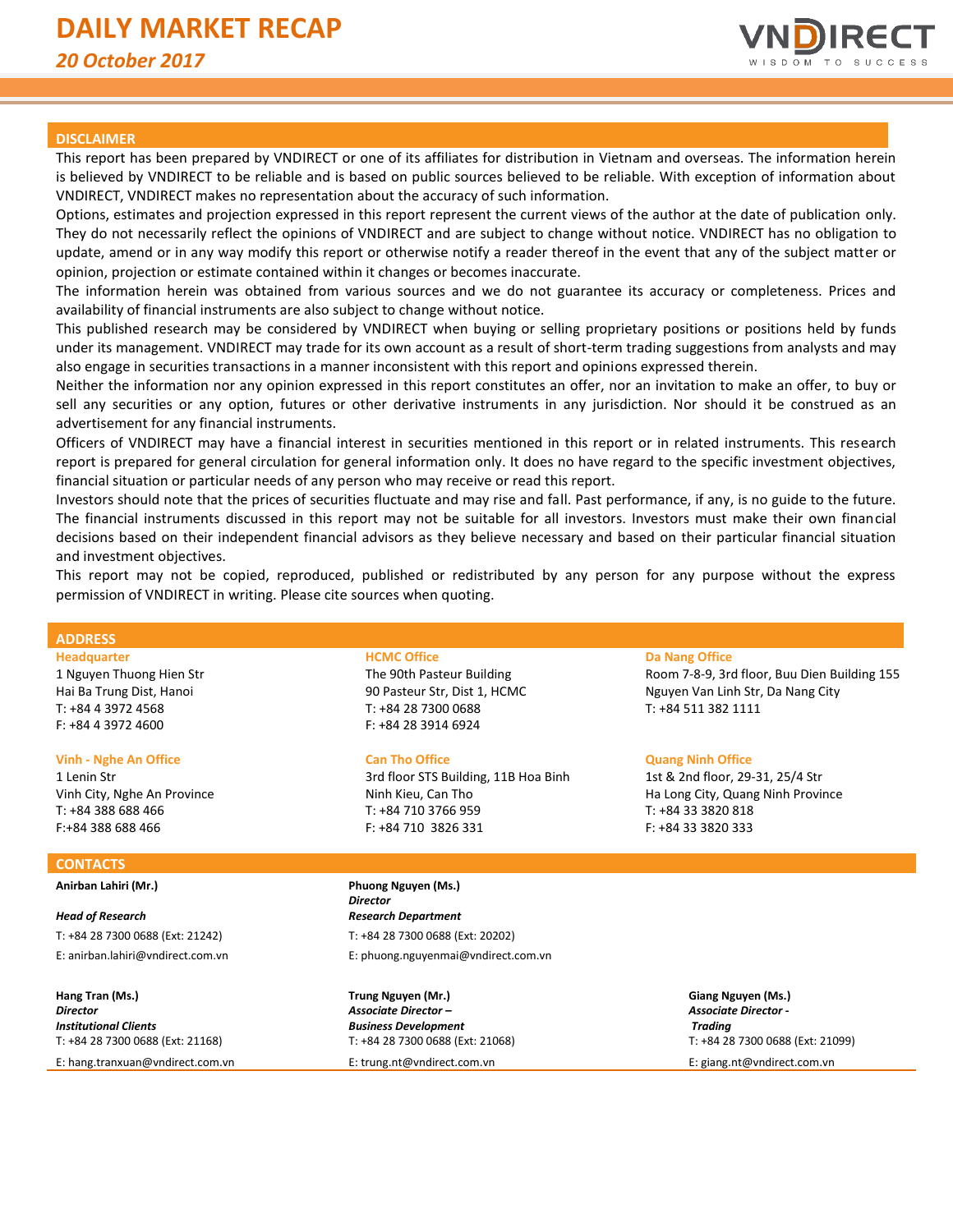# DAILY MARKET RECAP

*20 October 2017*

## DISCLAIMER

This report has been prepared by VNDIRECT or one of its affiliates for distribution in Vietnam and overseas. The information herein is believed by VNDIRECT to be reliable and is based on public sources believed to be reliable. With exception of information about VNDIRECT, VNDIRECT makes no representation about the accuracy of such information.

Options, estimates and projection expressed in this report represent the current views of the author at the date of publication only. They do not necessarily reflect the opinions of VNDIRECT and are subject to change without notice. VNDIRECT has no obligation to update, amend or in any way modify this report or otherwise notify a reader thereof in the event that any of the subject matter or opinion, projection or estimate contained within it changes or becomes inaccurate.

The information herein was obtained from various sources and we do not guarantee its accuracy or completeness. Prices and availability of financial instruments are also subject to change without notice.

This published research may be considered by VNDIRECT when buying or selling proprietary positions or positions held by funds under its management. VNDIRECT may trade for its own account as a result of short-term trading suggestions from analysts and may also engage in securities transactions in a manner inconsistent with this report and opinions expressed therein.

Neither the information nor any opinion expressed in this report constitutes an offer, nor an invitation to make an offer, to buy or sell any securities or any option, futures or other derivative instruments in any jurisdiction. Nor should it be construed as an advertisement for any financial instruments.

Officers of VNDIRECT may have a financial interest in securities mentioned in this report or in related instruments. This research report is prepared for general circulation for general information only. It does no have regard to the specific investment objectives, financial situation or particular needs of any person who may receive or read this report.

Investors should note that the prices of securities fluctuate and may rise and fall. Past performance, if any, is no guide to the future. The financial instruments discussed in this report may not be suitable for all investors. Investors must make their own financial decisions based on their independent financial advisors as they believe necessary and based on their particular financial situation and investment objectives.

This report may not be copied, reproduced, published or redistributed by any person for any purpose without the express permission of VNDIRECT in writing. Please cite sources when quoting.

## ADDRESS

**Headquarter**
1 Nguyen Thuong Hien Str
Hai Ba Trung Dist, Hanoi
T: +84 4 3972 4568
F: +84 4 3972 4600

**HCMC Office**
The 90th Pasteur Building
90 Pasteur Str, Dist 1, HCMC
T: +84 28 7300 0688
F: +84 28 3914 6924

**Da Nang Office**
Room 7-8-9, 3rd floor, Buu Dien Building 155 Nguyen Van Linh Str, Da Nang City
T: +84 511 382 1111

**Vinh - Nghe An Office**
1 Lenin Str
Vinh City, Nghe An Province
T: +84 388 688 466
F:+84 388 688 466

**Can Tho Office**
3rd floor STS Building, 11B Hoa Binh
Ninh Kieu, Can Tho
T: +84 710 3766 959
F: +84 710 3826 331

**Quang Ninh Office**
1st & 2nd floor, 29-31, 25/4 Str
Ha Long City, Quang Ninh Province
T: +84 33 3820 818
F: +84 33 3820 333

## CONTACTS

**Anirban Lahiri (Mr.)**
***Head of Research***
T: +84 28 7300 0688 (Ext: 21242)
E: anirban.lahiri@vndirect.com.vn

**Phuong Nguyen (Ms.)**
***Director***
***Research Department***
T: +84 28 7300 0688 (Ext: 20202)
E: phuong.nguyenmai@vndirect.com.vn

**Hang Tran (Ms.)**
***Director***
***Institutional Clients***
T: +84 28 7300 0688 (Ext: 21168)
E: hang.tranxuan@vndirect.com.vn

**Trung Nguyen (Mr.)**
***Associate Director – Business Development***
T: +84 28 7300 0688 (Ext: 21068)
E: trung.nt@vndirect.com.vn

**Giang Nguyen (Ms.)**
***Associate Director - Trading***
T: +84 28 7300 0688 (Ext: 21099)
E: giang.nt@vndirect.com.vn